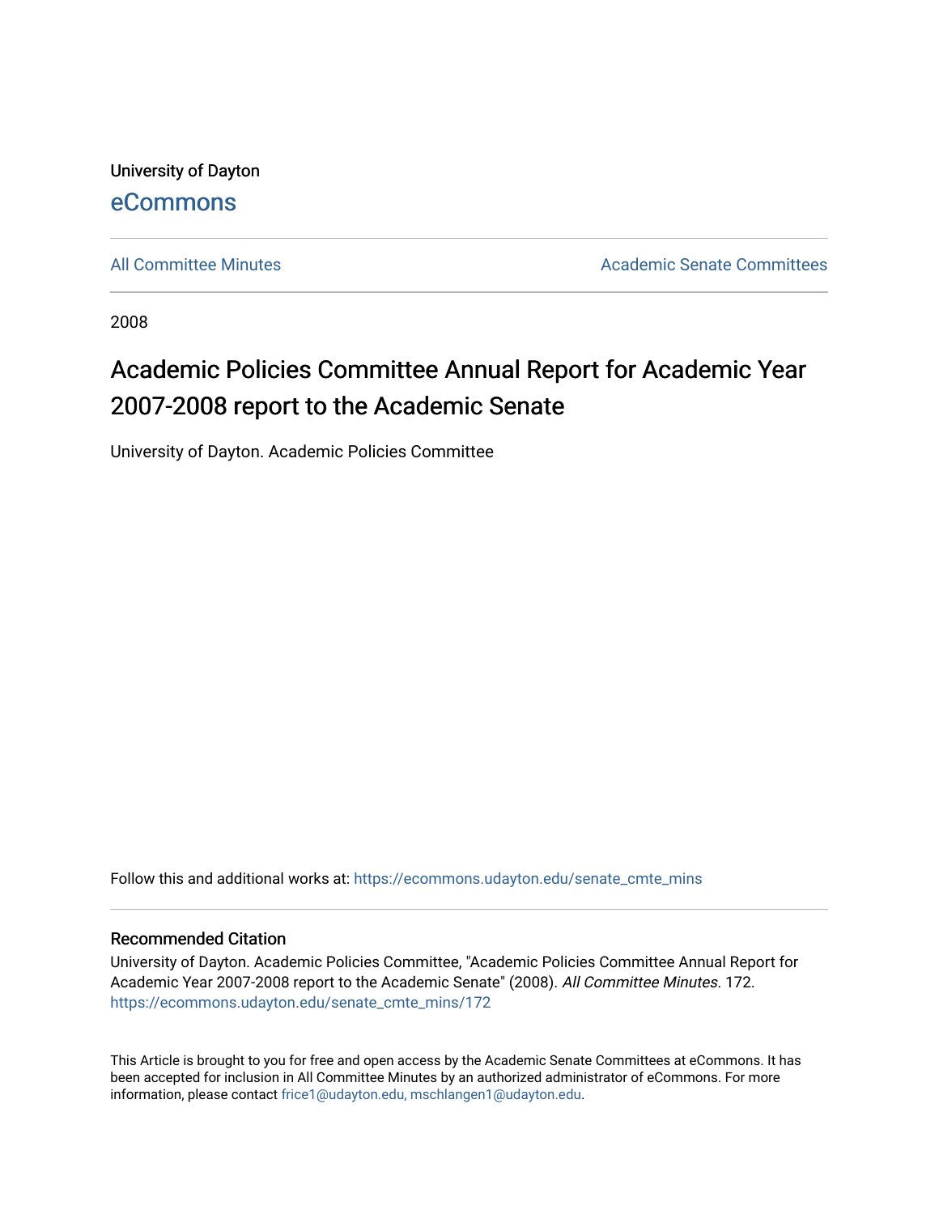University of Dayton

eCommons

All Committee Minutes

Academic Senate Committees

2008

# Academic Policies Committee Annual Report for Academic Year 2007-2008 report to the Academic Senate

University of Dayton. Academic Policies Committee

Follow this and additional works at: https://ecommons.udayton.edu/senate_cmte_mins

## Recommended Citation

University of Dayton. Academic Policies Committee, "Academic Policies Committee Annual Report for Academic Year 2007-2008 report to the Academic Senate" (2008). *All Committee Minutes*. 172.
https://ecommons.udayton.edu/senate_cmte_mins/172

This Article is brought to you for free and open access by the Academic Senate Committees at eCommons. It has been accepted for inclusion in All Committee Minutes by an authorized administrator of eCommons. For more information, please contact frice1@udayton.edu, mschlangen1@udayton.edu.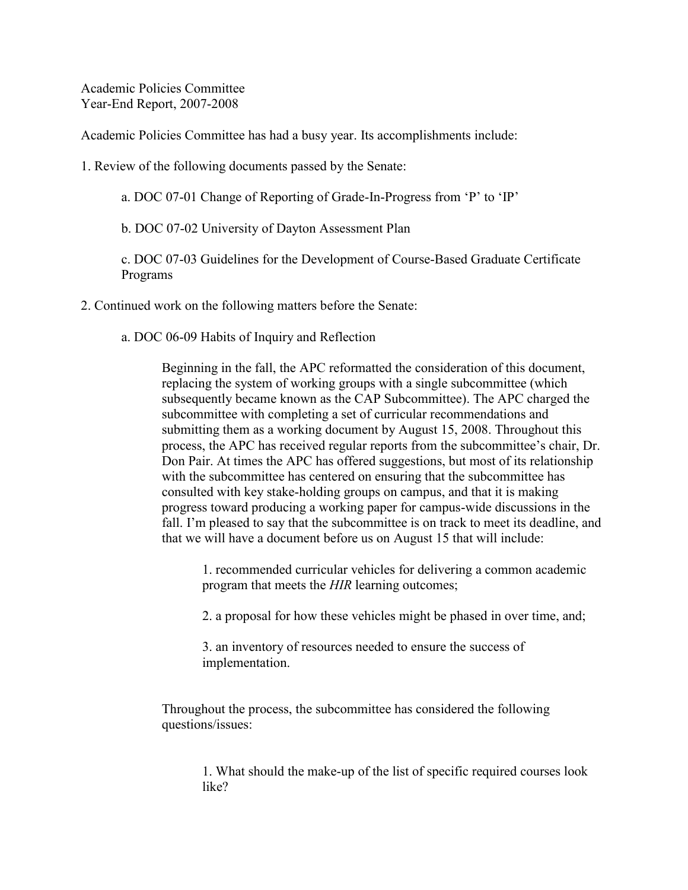Academic Policies Committee
Year-End Report, 2007-2008

Academic Policies Committee has had a busy year. Its accomplishments include:

1. Review of the following documents passed by the Senate:

    a. DOC 07-01 Change of Reporting of Grade-In-Progress from 'P' to 'IP'

    b. DOC 07-02 University of Dayton Assessment Plan

    c. DOC 07-03 Guidelines for the Development of Course-Based Graduate Certificate Programs

2. Continued work on the following matters before the Senate:

    a. DOC 06-09 Habits of Inquiry and Reflection

        Beginning in the fall, the APC reformatted the consideration of this document, replacing the system of working groups with a single subcommittee (which subsequently became known as the CAP Subcommittee). The APC charged the subcommittee with completing a set of curricular recommendations and submitting them as a working document by August 15, 2008. Throughout this process, the APC has received regular reports from the subcommittee's chair, Dr. Don Pair. At times the APC has offered suggestions, but most of its relationship with the subcommittee has centered on ensuring that the subcommittee has consulted with key stake-holding groups on campus, and that it is making progress toward producing a working paper for campus-wide discussions in the fall. I'm pleased to say that the subcommittee is on track to meet its deadline, and that we will have a document before us on August 15 that will include:

        1. recommended curricular vehicles for delivering a common academic program that meets the *HIR* learning outcomes;

        2. a proposal for how these vehicles might be phased in over time, and;

        3. an inventory of resources needed to ensure the success of implementation.

        Throughout the process, the subcommittee has considered the following questions/issues:

        1. What should the make-up of the list of specific required courses look like?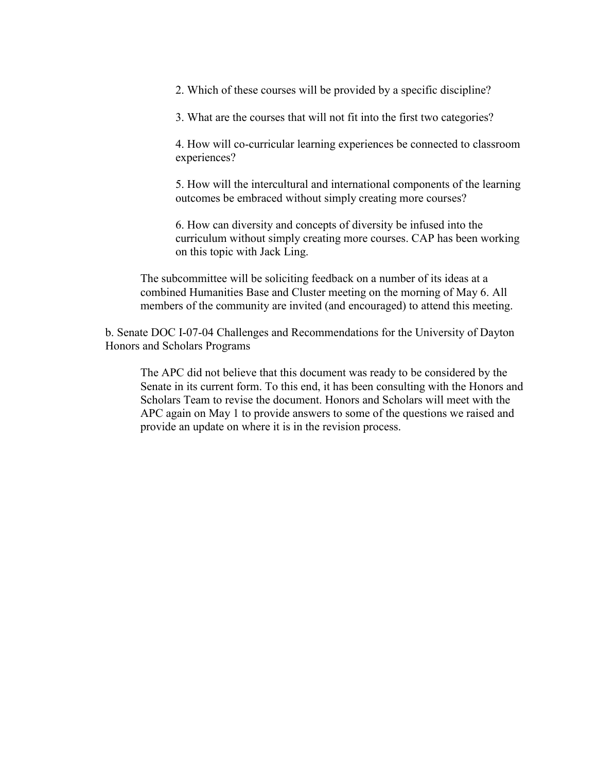2. Which of these courses will be provided by a specific discipline?

3. What are the courses that will not fit into the first two categories?

4. How will co-curricular learning experiences be connected to classroom experiences?

5. How will the intercultural and international components of the learning outcomes be embraced without simply creating more courses?

6. How can diversity and concepts of diversity be infused into the curriculum without simply creating more courses. CAP has been working on this topic with Jack Ling.

The subcommittee will be soliciting feedback on a number of its ideas at a combined Humanities Base and Cluster meeting on the morning of May 6. All members of the community are invited (and encouraged) to attend this meeting.

b. Senate DOC I-07-04 Challenges and Recommendations for the University of Dayton Honors and Scholars Programs

The APC did not believe that this document was ready to be considered by the Senate in its current form. To this end, it has been consulting with the Honors and Scholars Team to revise the document. Honors and Scholars will meet with the APC again on May 1 to provide answers to some of the questions we raised and provide an update on where it is in the revision process.